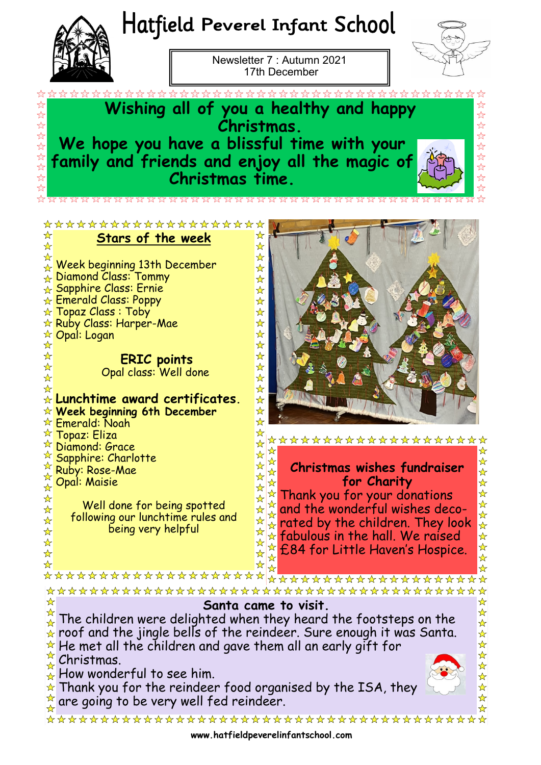# Hatfield Peverel Infant School

Newsletter 7 : Autumn 2021
17th December

**Wishing all of you a healthy and happy Christmas.**
**We hope you have a blissful time with your family and friends and enjoy all the magic of Christmas time.**

## Stars of the week

Week beginning 13th December
Diamond Class: Tommy
Sapphire Class: Ernie
Emerald Class: Poppy
Topaz Class : Toby
Ruby Class: Harper-Mae
Opal: Logan

**ERIC points**
Opal class: Well done

**Lunchtime award certificates.**
**Week beginning 6th December**
Emerald: Noah
Topaz: Eliza
Diamond: Grace
Sapphire: Charlotte
Ruby: Rose-Mae
Opal: Maisie

Well done for being spotted following our lunchtime rules and being very helpful

## Christmas wishes fundraiser for Charity

Thank you for your donations and the wonderful wishes decorated by the children. They look fabulous in the hall. We raised £84 for Little Haven's Hospice.

## Santa came to visit.

The children were delighted when they heard the footsteps on the roof and the jingle bells of the reindeer. Sure enough it was Santa. He met all the children and gave them all an early gift for Christmas.
How wonderful to see him.
Thank you for the reindeer food organised by the ISA, they are going to be very well fed reindeer.

www.hatfieldpeverelinfantschool.com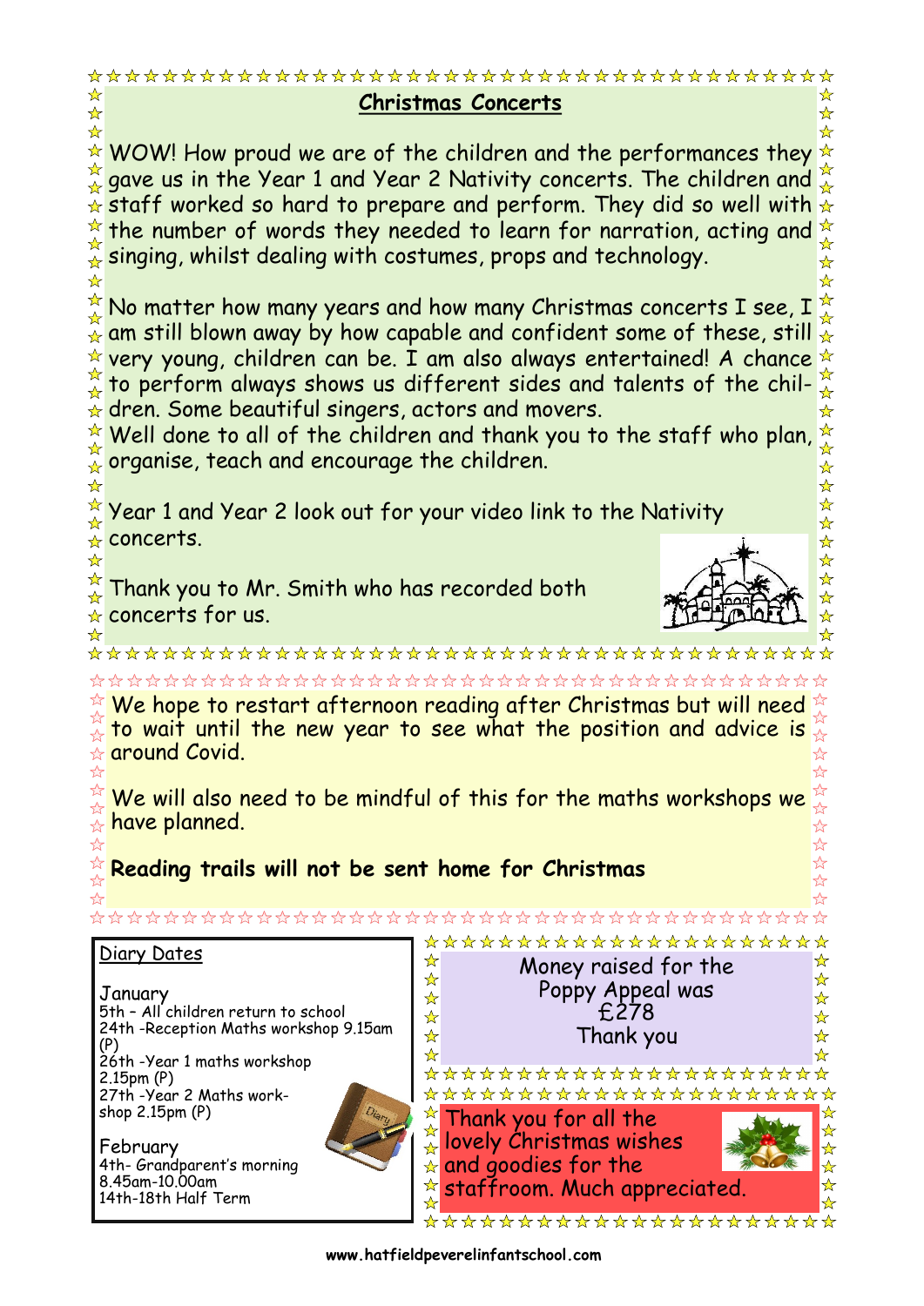## Christmas Concerts

WOW! How proud we are of the children and the performances they gave us in the Year 1 and Year 2 Nativity concerts. The children and staff worked so hard to prepare and perform. They did so well with the number of words they needed to learn for narration, acting and singing, whilst dealing with costumes, props and technology.

No matter how many years and how many Christmas concerts I see, I am still blown away by how capable and confident some of these, still very young, children can be. I am also always entertained! A chance to perform always shows us different sides and talents of the children. Some beautiful singers, actors and movers.
Well done to all of the children and thank you to the staff who plan, organise, teach and encourage the children.

Year 1 and Year 2 look out for your video link to the Nativity concerts.

Thank you to Mr. Smith who has recorded both concerts for us.

We hope to restart afternoon reading after Christmas but will need to wait until the new year to see what the position and advice is around Covid.

We will also need to be mindful of this for the maths workshops we have planned.

**Reading trails will not be sent home for Christmas**

### Diary Dates

January
5th – All children return to school
24th -Reception Maths workshop 9.15am (P)
26th -Year 1 maths workshop 2.15pm (P)
27th -Year 2 Maths workshop 2.15pm (P)

February
4th- Grandparent's morning 8.45am-10.00am
14th-18th Half Term

Money raised for the Poppy Appeal was £278
Thank you

Thank you for all the lovely Christmas wishes and goodies for the staffroom. Much appreciated.

www.hatfieldpeverelinfantschool.com